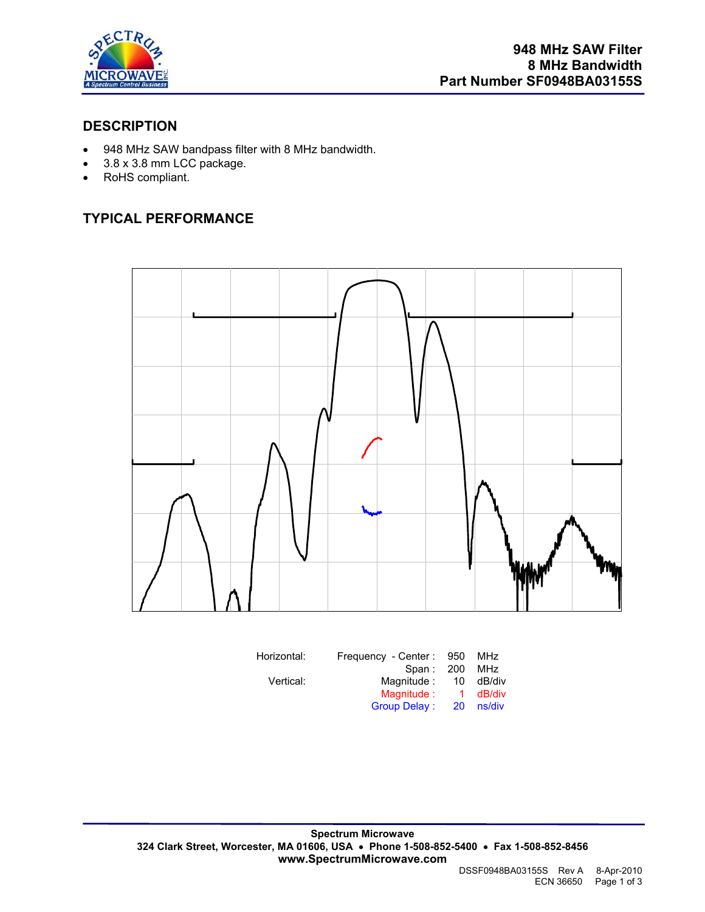**948 MHz SAW Filter**
**8 MHz Bandwidth**
**Part Number SF0948BA03155S**

## DESCRIPTION

- 948 MHz SAW bandpass filter with 8 MHz bandwidth.
- 3.8 x 3.8 mm LCC package.
- RoHS compliant.

## TYPICAL PERFORMANCE

| | | | |
|---|---|---|---|
| Horizontal: | Frequency - Center : | 950 | MHz |
| | Span : | 200 | MHz |
| Vertical: | Magnitude : | 10 | dB/div |
| | Magnitude : | 1 | dB/div |
| | Group Delay : | 20 | ns/div |

**Spectrum Microwave**
**324 Clark Street, Worcester, MA 01606, USA • Phone 1-508-852-5400 • Fax 1-508-852-8456**
**www.SpectrumMicrowave.com**

DSSF0948BA03155S Rev A 8-Apr-2010
ECN 36650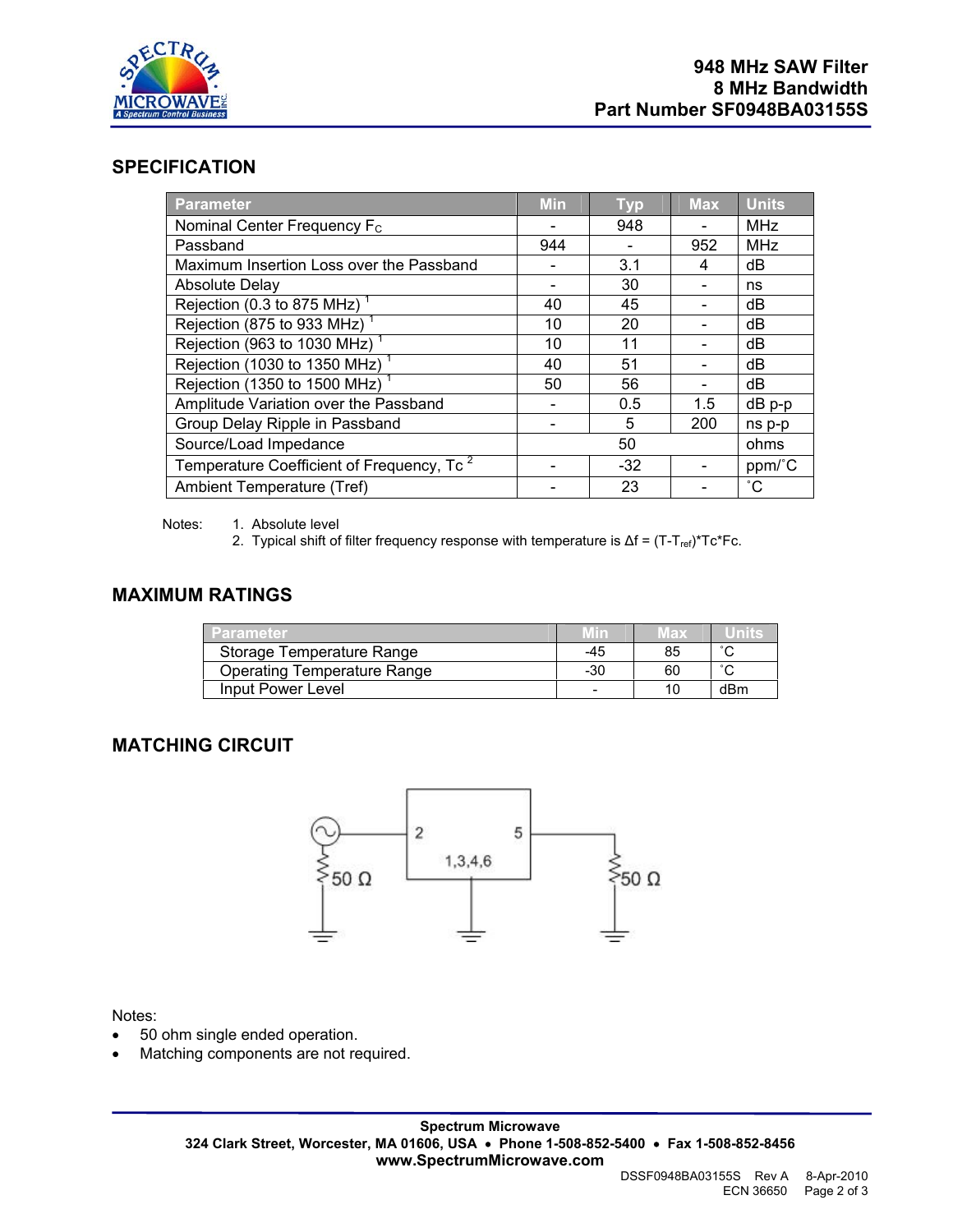# 948 MHz SAW Filter
## 8 MHz Bandwidth
## Part Number SF0948BA03155S

## SPECIFICATION

| Parameter | Min | Typ | Max | Units |
|---|---|---|---|---|
| Nominal Center Frequency $F_C$ | - | 948 | - | MHz |
| Passband | 944 | - | 952 | MHz |
| Maximum Insertion Loss over the Passband | - | 3.1 | 4 | dB |
| Absolute Delay | - | 30 | - | ns |
| Rejection (0.3 to 875 MHz) [1] | 40 | 45 | - | dB |
| Rejection (875 to 933 MHz) [1] | 10 | 20 | - | dB |
| Rejection (963 to 1030 MHz) [1] | 10 | 11 | - | dB |
| Rejection (1030 to 1350 MHz) [1] | 40 | 51 | - | dB |
| Rejection (1350 to 1500 MHz) [1] | 50 | 56 | - | dB |
| Amplitude Variation over the Passband | - | 0.5 | 1.5 | dB p-p |
| Group Delay Ripple in Passband | - | 5 | 200 | ns p-p |
| Source/Load Impedance | | 50 | | ohms |
| Temperature Coefficient of Frequency, Tc [2] | - | -32 | - | ppm/˚C |
| Ambient Temperature (Tref) | - | 23 | - | ˚C |

Notes:
1. Absolute level
2. Typical shift of filter frequency response with temperature is $\Delta f = (T-T_{ref})*Tc*Fc$.

## MAXIMUM RATINGS

| Parameter | Min | Max | Units |
|---|---|---|---|
| Storage Temperature Range | -45 | 85 | ˚C |
| Operating Temperature Range | -30 | 60 | ˚C |
| Input Power Level | - | 10 | dBm |

## MATCHING CIRCUIT

Notes:
- 50 ohm single ended operation.
- Matching components are not required.

**Spectrum Microwave**
**324 Clark Street, Worcester, MA 01606, USA • Phone 1-508-852-5400 • Fax 1-508-852-8456**
**www.SpectrumMicrowave.com**

DSSF0948BA03155S Rev A 8-Apr-2010
ECN 36650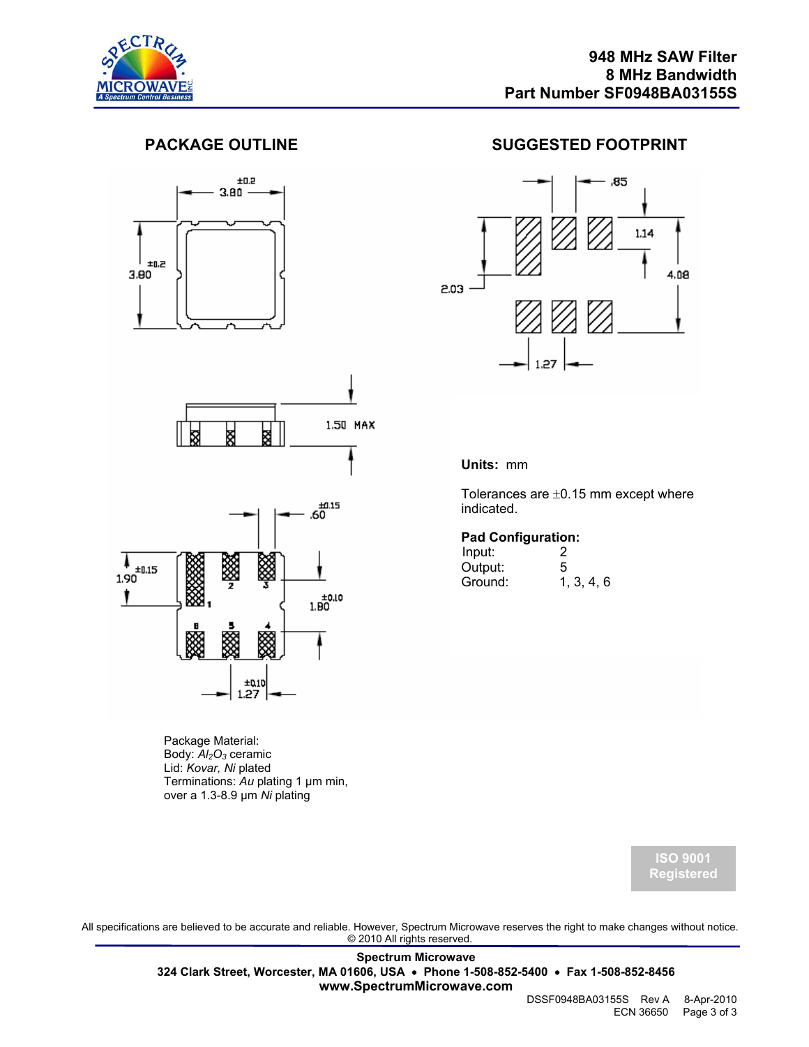# 948 MHz SAW Filter
## 8 MHz Bandwidth
## Part Number SF0948BA03155S

## PACKAGE OUTLINE

±0.2
3.80

±0.2
3.80

1.50 MAX

±0.15
.60

±0.15
1.90

±0.10
1.80

±0.10
1.27

Package Material:
Body: $Al_2O_3$ ceramic
Lid: *Kovar, Ni* plated
Terminations: *Au* plating 1 μm min,
over a 1.3-8.9 μm *Ni* plating

## SUGGESTED FOOTPRINT

.85
1.14
4.08
2.03
1.27

**Units:** mm

Tolerances are ±0.15 mm except where indicated.

**Pad Configuration:**

| | |
|---|---|
| Input: | 2 |
| Output: | 5 |
| Ground: | 1, 3, 4, 6 |

ISO 9001 Registered

All specifications are believed to be accurate and reliable. However, Spectrum Microwave reserves the right to make changes without notice.
© 2010 All rights reserved.

**Spectrum Microwave**
**324 Clark Street, Worcester, MA 01606, USA • Phone 1-508-852-5400 • Fax 1-508-852-8456**
**www.SpectrumMicrowave.com**

DSSF0948BA03155S Rev A 8-Apr-2010
ECN 36650